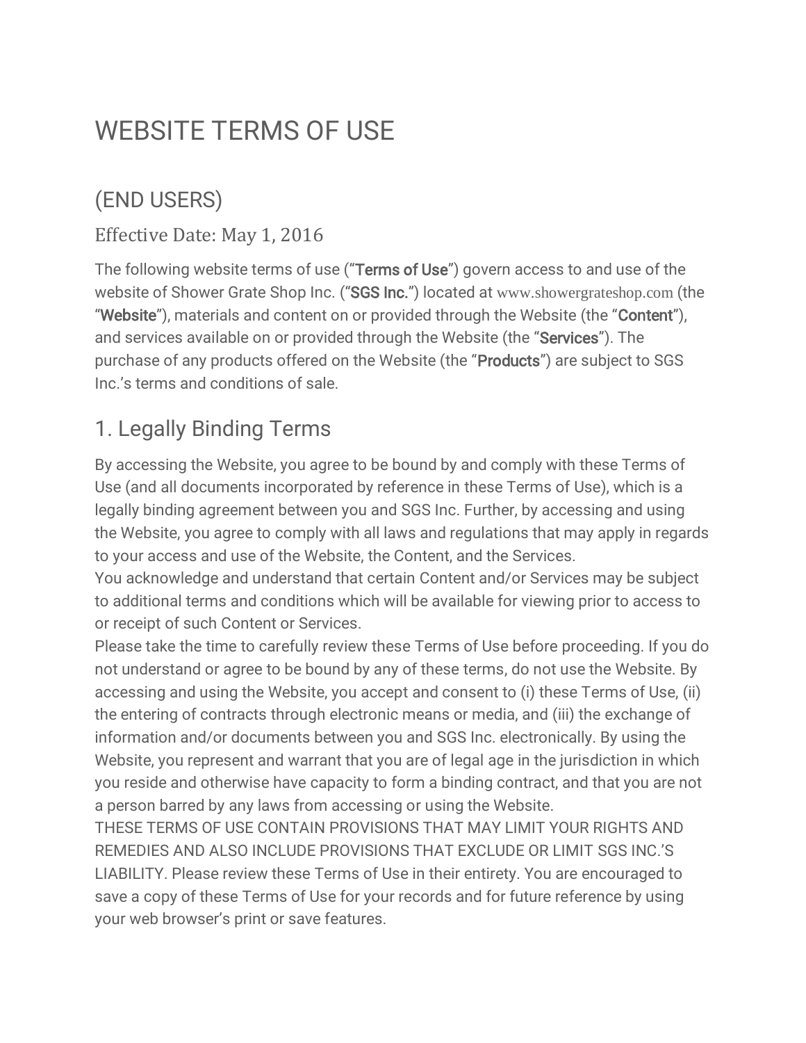# WEBSITE TERMS OF USE

## (END USERS)

### Effective Date: May 1, 2016

The following website terms of use ("**Terms of Use**") govern access to and use of the website of Shower Grate Shop Inc. ("**SGS Inc.**") located at www.showergrateshop.com (the "**Website**"), materials and content on or provided through the Website (the "**Content**"), and services available on or provided through the Website (the "**Services**"). The purchase of any products offered on the Website (the "**Products**") are subject to SGS Inc.'s terms and conditions of sale.

## 1. Legally Binding Terms

By accessing the Website, you agree to be bound by and comply with these Terms of Use (and all documents incorporated by reference in these Terms of Use), which is a legally binding agreement between you and SGS Inc. Further, by accessing and using the Website, you agree to comply with all laws and regulations that may apply in regards to your access and use of the Website, the Content, and the Services.

You acknowledge and understand that certain Content and/or Services may be subject to additional terms and conditions which will be available for viewing prior to access to or receipt of such Content or Services.

Please take the time to carefully review these Terms of Use before proceeding. If you do not understand or agree to be bound by any of these terms, do not use the Website. By accessing and using the Website, you accept and consent to (i) these Terms of Use, (ii) the entering of contracts through electronic means or media, and (iii) the exchange of information and/or documents between you and SGS Inc. electronically. By using the Website, you represent and warrant that you are of legal age in the jurisdiction in which you reside and otherwise have capacity to form a binding contract, and that you are not a person barred by any laws from accessing or using the Website.

THESE TERMS OF USE CONTAIN PROVISIONS THAT MAY LIMIT YOUR RIGHTS AND REMEDIES AND ALSO INCLUDE PROVISIONS THAT EXCLUDE OR LIMIT SGS INC.'S LIABILITY. Please review these Terms of Use in their entirety. You are encouraged to save a copy of these Terms of Use for your records and for future reference by using your web browser's print or save features.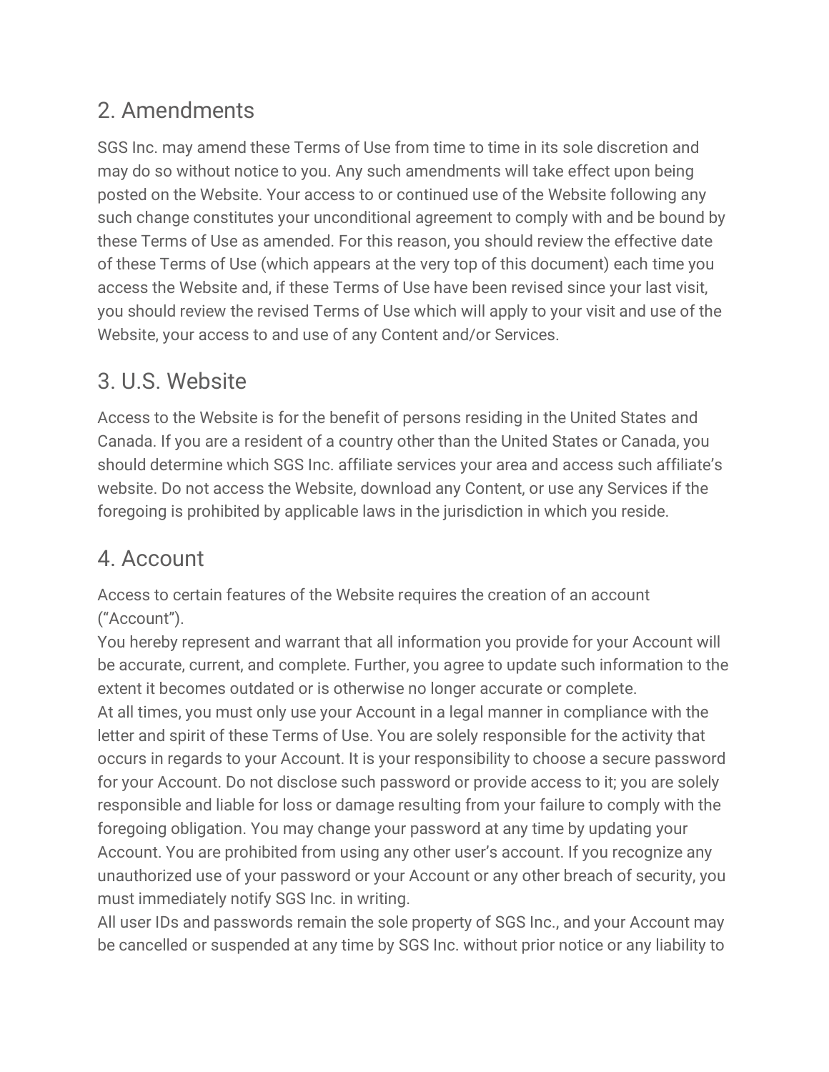## 2. Amendments

SGS Inc. may amend these Terms of Use from time to time in its sole discretion and may do so without notice to you. Any such amendments will take effect upon being posted on the Website. Your access to or continued use of the Website following any such change constitutes your unconditional agreement to comply with and be bound by these Terms of Use as amended. For this reason, you should review the effective date of these Terms of Use (which appears at the very top of this document) each time you access the Website and, if these Terms of Use have been revised since your last visit, you should review the revised Terms of Use which will apply to your visit and use of the Website, your access to and use of any Content and/or Services.

## 3. U.S. Website

Access to the Website is for the benefit of persons residing in the United States and Canada. If you are a resident of a country other than the United States or Canada, you should determine which SGS Inc. affiliate services your area and access such affiliate's website. Do not access the Website, download any Content, or use any Services if the foregoing is prohibited by applicable laws in the jurisdiction in which you reside.

## 4. Account

Access to certain features of the Website requires the creation of an account ("Account").

You hereby represent and warrant that all information you provide for your Account will be accurate, current, and complete. Further, you agree to update such information to the extent it becomes outdated or is otherwise no longer accurate or complete.

At all times, you must only use your Account in a legal manner in compliance with the letter and spirit of these Terms of Use. You are solely responsible for the activity that occurs in regards to your Account. It is your responsibility to choose a secure password for your Account. Do not disclose such password or provide access to it; you are solely responsible and liable for loss or damage resulting from your failure to comply with the foregoing obligation. You may change your password at any time by updating your Account. You are prohibited from using any other user's account. If you recognize any unauthorized use of your password or your Account or any other breach of security, you must immediately notify SGS Inc. in writing.

All user IDs and passwords remain the sole property of SGS Inc., and your Account may be cancelled or suspended at any time by SGS Inc. without prior notice or any liability to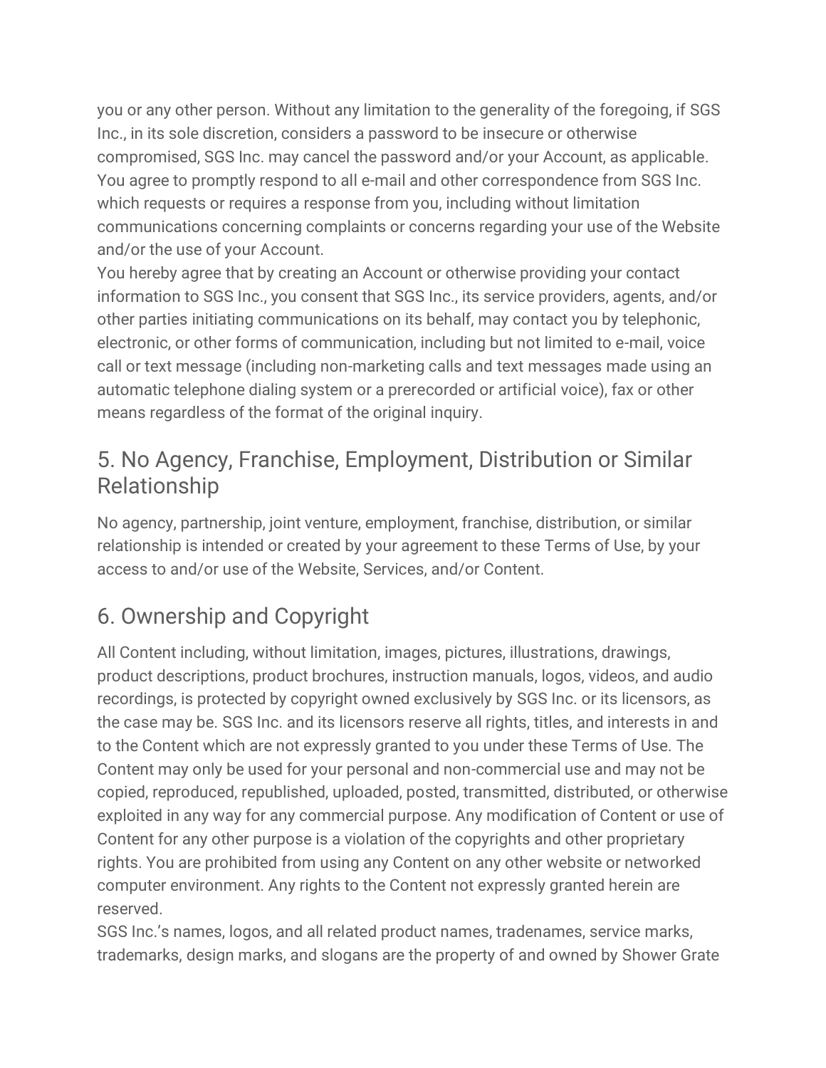you or any other person. Without any limitation to the generality of the foregoing, if SGS Inc., in its sole discretion, considers a password to be insecure or otherwise compromised, SGS Inc. may cancel the password and/or your Account, as applicable. You agree to promptly respond to all e-mail and other correspondence from SGS Inc. which requests or requires a response from you, including without limitation communications concerning complaints or concerns regarding your use of the Website and/or the use of your Account.

You hereby agree that by creating an Account or otherwise providing your contact information to SGS Inc., you consent that SGS Inc., its service providers, agents, and/or other parties initiating communications on its behalf, may contact you by telephonic, electronic, or other forms of communication, including but not limited to e-mail, voice call or text message (including non-marketing calls and text messages made using an automatic telephone dialing system or a prerecorded or artificial voice), fax or other means regardless of the format of the original inquiry.

## 5. No Agency, Franchise, Employment, Distribution or Similar Relationship

No agency, partnership, joint venture, employment, franchise, distribution, or similar relationship is intended or created by your agreement to these Terms of Use, by your access to and/or use of the Website, Services, and/or Content.

## 6. Ownership and Copyright

All Content including, without limitation, images, pictures, illustrations, drawings, product descriptions, product brochures, instruction manuals, logos, videos, and audio recordings, is protected by copyright owned exclusively by SGS Inc. or its licensors, as the case may be. SGS Inc. and its licensors reserve all rights, titles, and interests in and to the Content which are not expressly granted to you under these Terms of Use. The Content may only be used for your personal and non-commercial use and may not be copied, reproduced, republished, uploaded, posted, transmitted, distributed, or otherwise exploited in any way for any commercial purpose. Any modification of Content or use of Content for any other purpose is a violation of the copyrights and other proprietary rights. You are prohibited from using any Content on any other website or networked computer environment. Any rights to the Content not expressly granted herein are reserved.

SGS Inc.'s names, logos, and all related product names, tradenames, service marks, trademarks, design marks, and slogans are the property of and owned by Shower Grate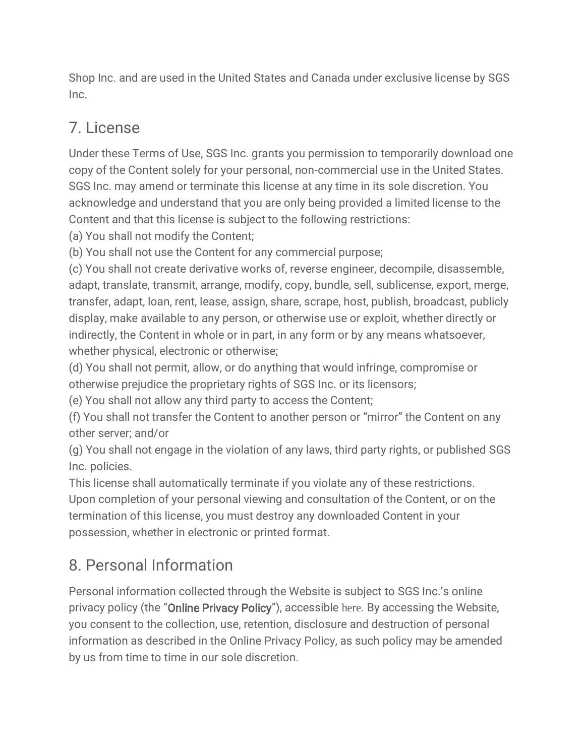Shop Inc. and are used in the United States and Canada under exclusive license by SGS Inc.

## 7. License

Under these Terms of Use, SGS Inc. grants you permission to temporarily download one copy of the Content solely for your personal, non-commercial use in the United States. SGS Inc. may amend or terminate this license at any time in its sole discretion. You acknowledge and understand that you are only being provided a limited license to the Content and that this license is subject to the following restrictions:

(a) You shall not modify the Content;
(b) You shall not use the Content for any commercial purpose;
(c) You shall not create derivative works of, reverse engineer, decompile, disassemble, adapt, translate, transmit, arrange, modify, copy, bundle, sell, sublicense, export, merge, transfer, adapt, loan, rent, lease, assign, share, scrape, host, publish, broadcast, publicly display, make available to any person, or otherwise use or exploit, whether directly or indirectly, the Content in whole or in part, in any form or by any means whatsoever, whether physical, electronic or otherwise;
(d) You shall not permit, allow, or do anything that would infringe, compromise or otherwise prejudice the proprietary rights of SGS Inc. or its licensors;
(e) You shall not allow any third party to access the Content;
(f) You shall not transfer the Content to another person or "mirror" the Content on any other server; and/or
(g) You shall not engage in the violation of any laws, third party rights, or published SGS Inc. policies.

This license shall automatically terminate if you violate any of these restrictions. Upon completion of your personal viewing and consultation of the Content, or on the termination of this license, you must destroy any downloaded Content in your possession, whether in electronic or printed format.

## 8. Personal Information

Personal information collected through the Website is subject to SGS Inc.'s online privacy policy (the "Online Privacy Policy"), accessible here. By accessing the Website, you consent to the collection, use, retention, disclosure and destruction of personal information as described in the Online Privacy Policy, as such policy may be amended by us from time to time in our sole discretion.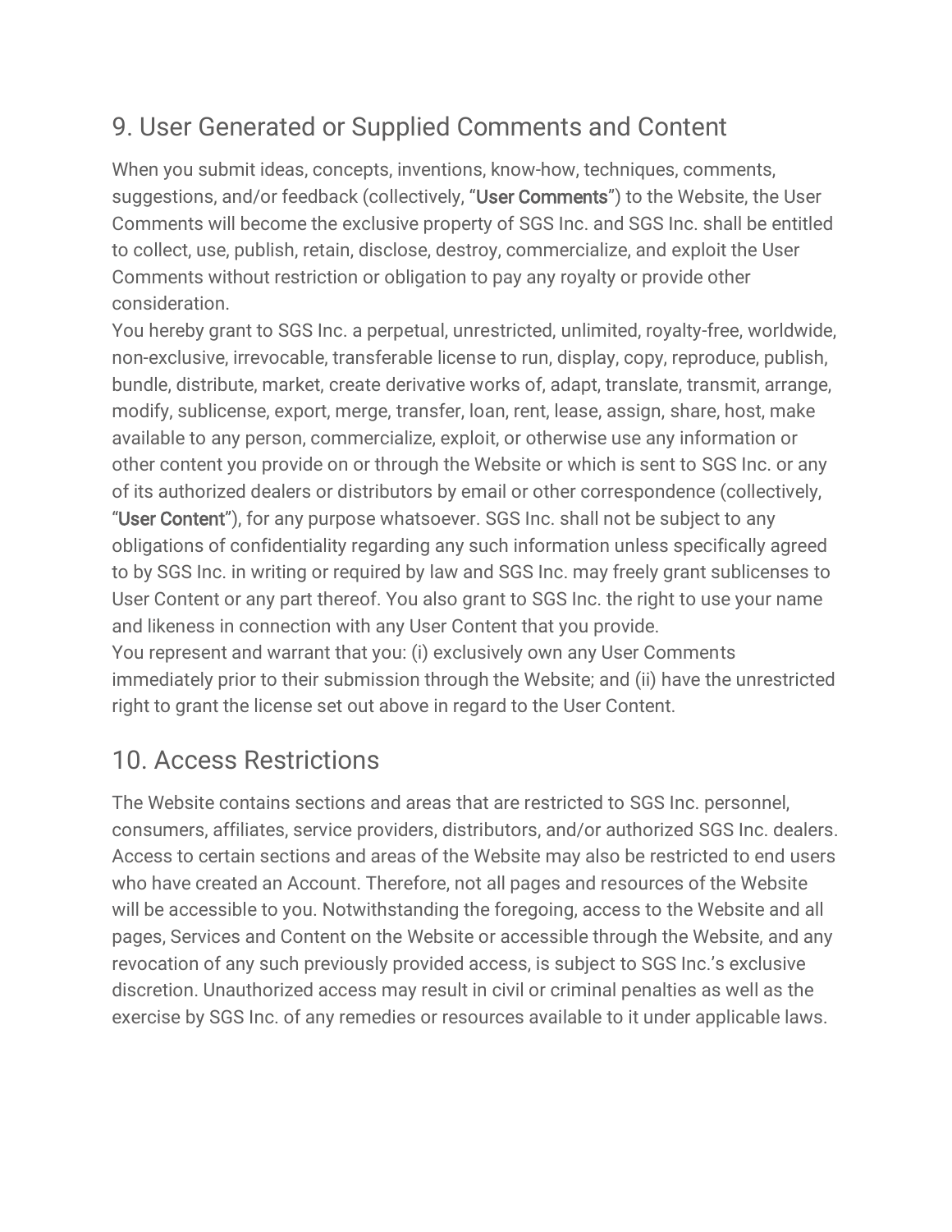## 9. User Generated or Supplied Comments and Content

When you submit ideas, concepts, inventions, know-how, techniques, comments, suggestions, and/or feedback (collectively, "**User Comments**") to the Website, the User Comments will become the exclusive property of SGS Inc. and SGS Inc. shall be entitled to collect, use, publish, retain, disclose, destroy, commercialize, and exploit the User Comments without restriction or obligation to pay any royalty or provide other consideration.

You hereby grant to SGS Inc. a perpetual, unrestricted, unlimited, royalty-free, worldwide, non-exclusive, irrevocable, transferable license to run, display, copy, reproduce, publish, bundle, distribute, market, create derivative works of, adapt, translate, transmit, arrange, modify, sublicense, export, merge, transfer, loan, rent, lease, assign, share, host, make available to any person, commercialize, exploit, or otherwise use any information or other content you provide on or through the Website or which is sent to SGS Inc. or any of its authorized dealers or distributors by email or other correspondence (collectively, "**User Content**"), for any purpose whatsoever. SGS Inc. shall not be subject to any obligations of confidentiality regarding any such information unless specifically agreed to by SGS Inc. in writing or required by law and SGS Inc. may freely grant sublicenses to User Content or any part thereof. You also grant to SGS Inc. the right to use your name and likeness in connection with any User Content that you provide.

You represent and warrant that you: (i) exclusively own any User Comments immediately prior to their submission through the Website; and (ii) have the unrestricted right to grant the license set out above in regard to the User Content.

## 10. Access Restrictions

The Website contains sections and areas that are restricted to SGS Inc. personnel, consumers, affiliates, service providers, distributors, and/or authorized SGS Inc. dealers. Access to certain sections and areas of the Website may also be restricted to end users who have created an Account. Therefore, not all pages and resources of the Website will be accessible to you. Notwithstanding the foregoing, access to the Website and all pages, Services and Content on the Website or accessible through the Website, and any revocation of any such previously provided access, is subject to SGS Inc.'s exclusive discretion. Unauthorized access may result in civil or criminal penalties as well as the exercise by SGS Inc. of any remedies or resources available to it under applicable laws.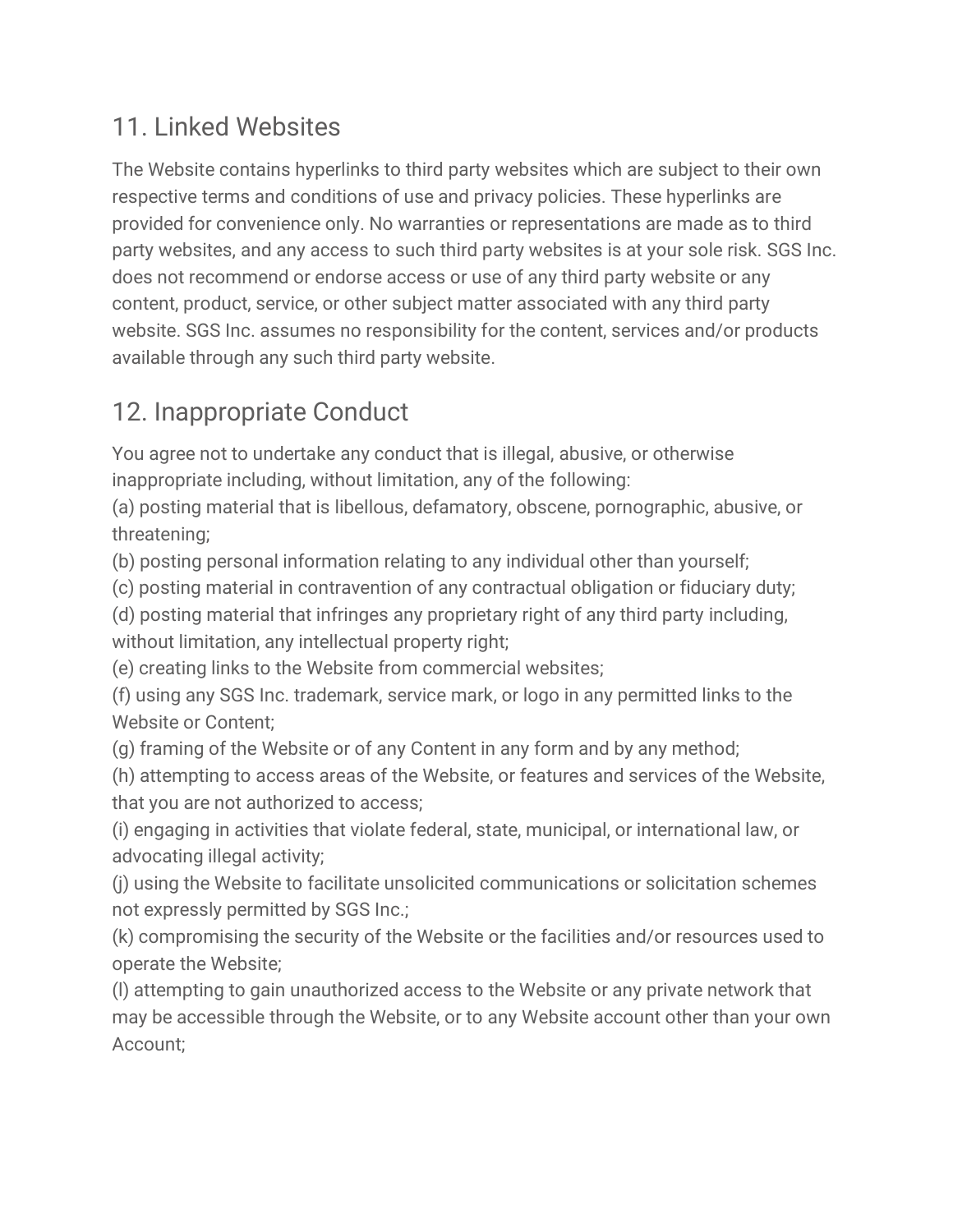## 11. Linked Websites

The Website contains hyperlinks to third party websites which are subject to their own respective terms and conditions of use and privacy policies. These hyperlinks are provided for convenience only. No warranties or representations are made as to third party websites, and any access to such third party websites is at your sole risk. SGS Inc. does not recommend or endorse access or use of any third party website or any content, product, service, or other subject matter associated with any third party website. SGS Inc. assumes no responsibility for the content, services and/or products available through any such third party website.

## 12. Inappropriate Conduct

You agree not to undertake any conduct that is illegal, abusive, or otherwise inappropriate including, without limitation, any of the following:

(a) posting material that is libellous, defamatory, obscene, pornographic, abusive, or threatening;

(b) posting personal information relating to any individual other than yourself;

(c) posting material in contravention of any contractual obligation or fiduciary duty;

(d) posting material that infringes any proprietary right of any third party including, without limitation, any intellectual property right;

(e) creating links to the Website from commercial websites;

(f) using any SGS Inc. trademark, service mark, or logo in any permitted links to the Website or Content;

(g) framing of the Website or of any Content in any form and by any method;

(h) attempting to access areas of the Website, or features and services of the Website, that you are not authorized to access;

(i) engaging in activities that violate federal, state, municipal, or international law, or advocating illegal activity;

(j) using the Website to facilitate unsolicited communications or solicitation schemes not expressly permitted by SGS Inc.;

(k) compromising the security of the Website or the facilities and/or resources used to operate the Website;

(l) attempting to gain unauthorized access to the Website or any private network that may be accessible through the Website, or to any Website account other than your own Account;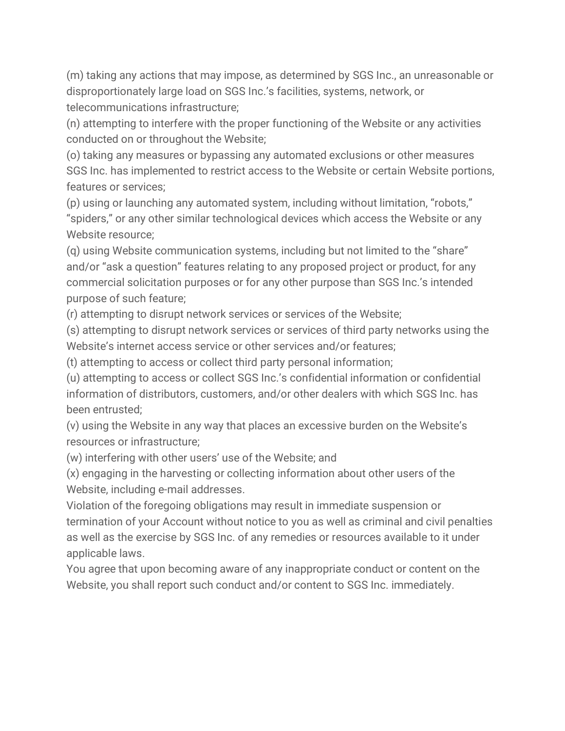(m) taking any actions that may impose, as determined by SGS Inc., an unreasonable or disproportionately large load on SGS Inc.'s facilities, systems, network, or telecommunications infrastructure;
(n) attempting to interfere with the proper functioning of the Website or any activities conducted on or throughout the Website;
(o) taking any measures or bypassing any automated exclusions or other measures SGS Inc. has implemented to restrict access to the Website or certain Website portions, features or services;
(p) using or launching any automated system, including without limitation, "robots," "spiders," or any other similar technological devices which access the Website or any Website resource;
(q) using Website communication systems, including but not limited to the "share" and/or "ask a question" features relating to any proposed project or product, for any commercial solicitation purposes or for any other purpose than SGS Inc.'s intended purpose of such feature;
(r) attempting to disrupt network services or services of the Website;
(s) attempting to disrupt network services or services of third party networks using the Website's internet access service or other services and/or features;
(t) attempting to access or collect third party personal information;
(u) attempting to access or collect SGS Inc.'s confidential information or confidential information of distributors, customers, and/or other dealers with which SGS Inc. has been entrusted;
(v) using the Website in any way that places an excessive burden on the Website's resources or infrastructure;
(w) interfering with other users' use of the Website; and
(x) engaging in the harvesting or collecting information about other users of the Website, including e-mail addresses.
Violation of the foregoing obligations may result in immediate suspension or termination of your Account without notice to you as well as criminal and civil penalties as well as the exercise by SGS Inc. of any remedies or resources available to it under applicable laws.
You agree that upon becoming aware of any inappropriate conduct or content on the Website, you shall report such conduct and/or content to SGS Inc. immediately.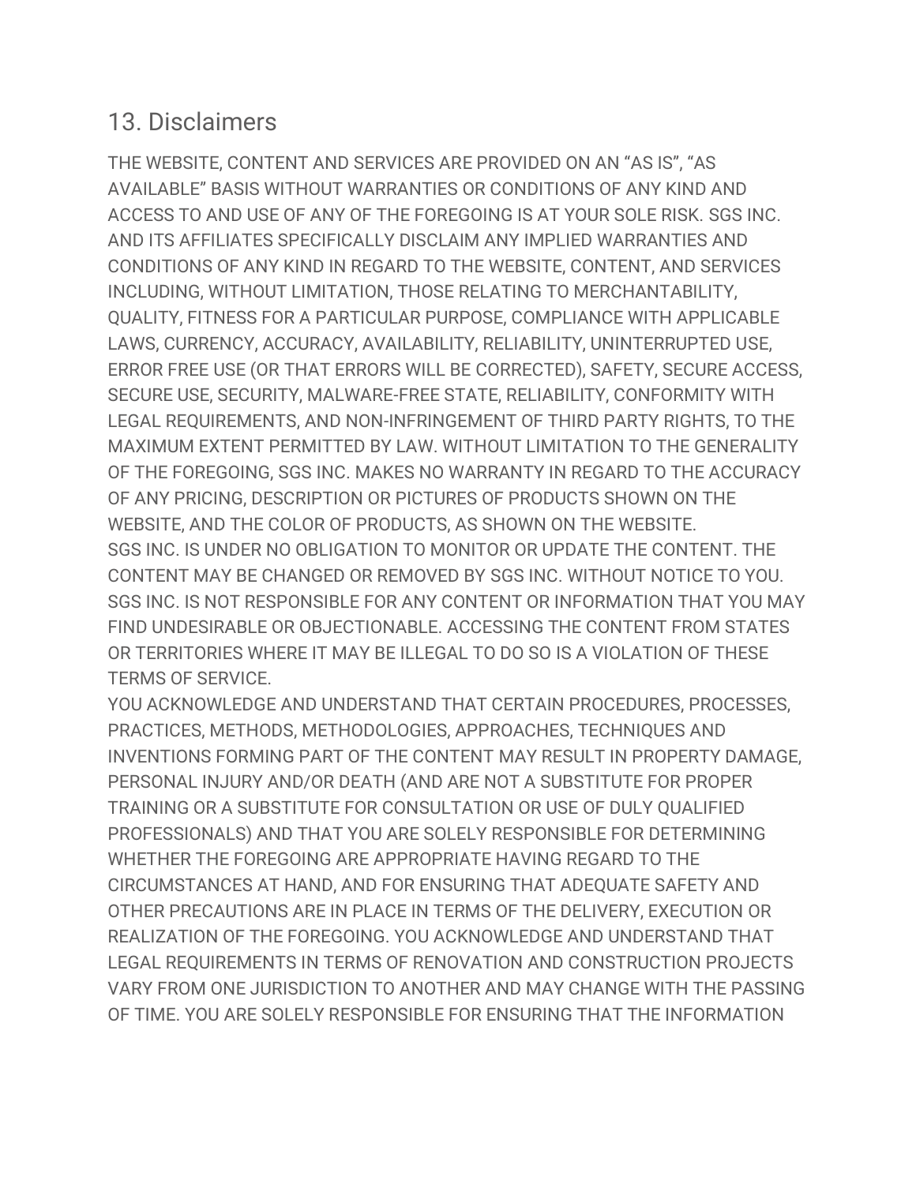## 13. Disclaimers

THE WEBSITE, CONTENT AND SERVICES ARE PROVIDED ON AN "AS IS", "AS AVAILABLE" BASIS WITHOUT WARRANTIES OR CONDITIONS OF ANY KIND AND ACCESS TO AND USE OF ANY OF THE FOREGOING IS AT YOUR SOLE RISK. SGS INC. AND ITS AFFILIATES SPECIFICALLY DISCLAIM ANY IMPLIED WARRANTIES AND CONDITIONS OF ANY KIND IN REGARD TO THE WEBSITE, CONTENT, AND SERVICES INCLUDING, WITHOUT LIMITATION, THOSE RELATING TO MERCHANTABILITY, QUALITY, FITNESS FOR A PARTICULAR PURPOSE, COMPLIANCE WITH APPLICABLE LAWS, CURRENCY, ACCURACY, AVAILABILITY, RELIABILITY, UNINTERRUPTED USE, ERROR FREE USE (OR THAT ERRORS WILL BE CORRECTED), SAFETY, SECURE ACCESS, SECURE USE, SECURITY, MALWARE-FREE STATE, RELIABILITY, CONFORMITY WITH LEGAL REQUIREMENTS, AND NON-INFRINGEMENT OF THIRD PARTY RIGHTS, TO THE MAXIMUM EXTENT PERMITTED BY LAW. WITHOUT LIMITATION TO THE GENERALITY OF THE FOREGOING, SGS INC. MAKES NO WARRANTY IN REGARD TO THE ACCURACY OF ANY PRICING, DESCRIPTION OR PICTURES OF PRODUCTS SHOWN ON THE WEBSITE, AND THE COLOR OF PRODUCTS, AS SHOWN ON THE WEBSITE.

SGS INC. IS UNDER NO OBLIGATION TO MONITOR OR UPDATE THE CONTENT. THE CONTENT MAY BE CHANGED OR REMOVED BY SGS INC. WITHOUT NOTICE TO YOU. SGS INC. IS NOT RESPONSIBLE FOR ANY CONTENT OR INFORMATION THAT YOU MAY FIND UNDESIRABLE OR OBJECTIONABLE. ACCESSING THE CONTENT FROM STATES OR TERRITORIES WHERE IT MAY BE ILLEGAL TO DO SO IS A VIOLATION OF THESE TERMS OF SERVICE.

YOU ACKNOWLEDGE AND UNDERSTAND THAT CERTAIN PROCEDURES, PROCESSES, PRACTICES, METHODS, METHODOLOGIES, APPROACHES, TECHNIQUES AND INVENTIONS FORMING PART OF THE CONTENT MAY RESULT IN PROPERTY DAMAGE, PERSONAL INJURY AND/OR DEATH (AND ARE NOT A SUBSTITUTE FOR PROPER TRAINING OR A SUBSTITUTE FOR CONSULTATION OR USE OF DULY QUALIFIED PROFESSIONALS) AND THAT YOU ARE SOLELY RESPONSIBLE FOR DETERMINING WHETHER THE FOREGOING ARE APPROPRIATE HAVING REGARD TO THE CIRCUMSTANCES AT HAND, AND FOR ENSURING THAT ADEQUATE SAFETY AND OTHER PRECAUTIONS ARE IN PLACE IN TERMS OF THE DELIVERY, EXECUTION OR REALIZATION OF THE FOREGOING. YOU ACKNOWLEDGE AND UNDERSTAND THAT LEGAL REQUIREMENTS IN TERMS OF RENOVATION AND CONSTRUCTION PROJECTS VARY FROM ONE JURISDICTION TO ANOTHER AND MAY CHANGE WITH THE PASSING OF TIME. YOU ARE SOLELY RESPONSIBLE FOR ENSURING THAT THE INFORMATION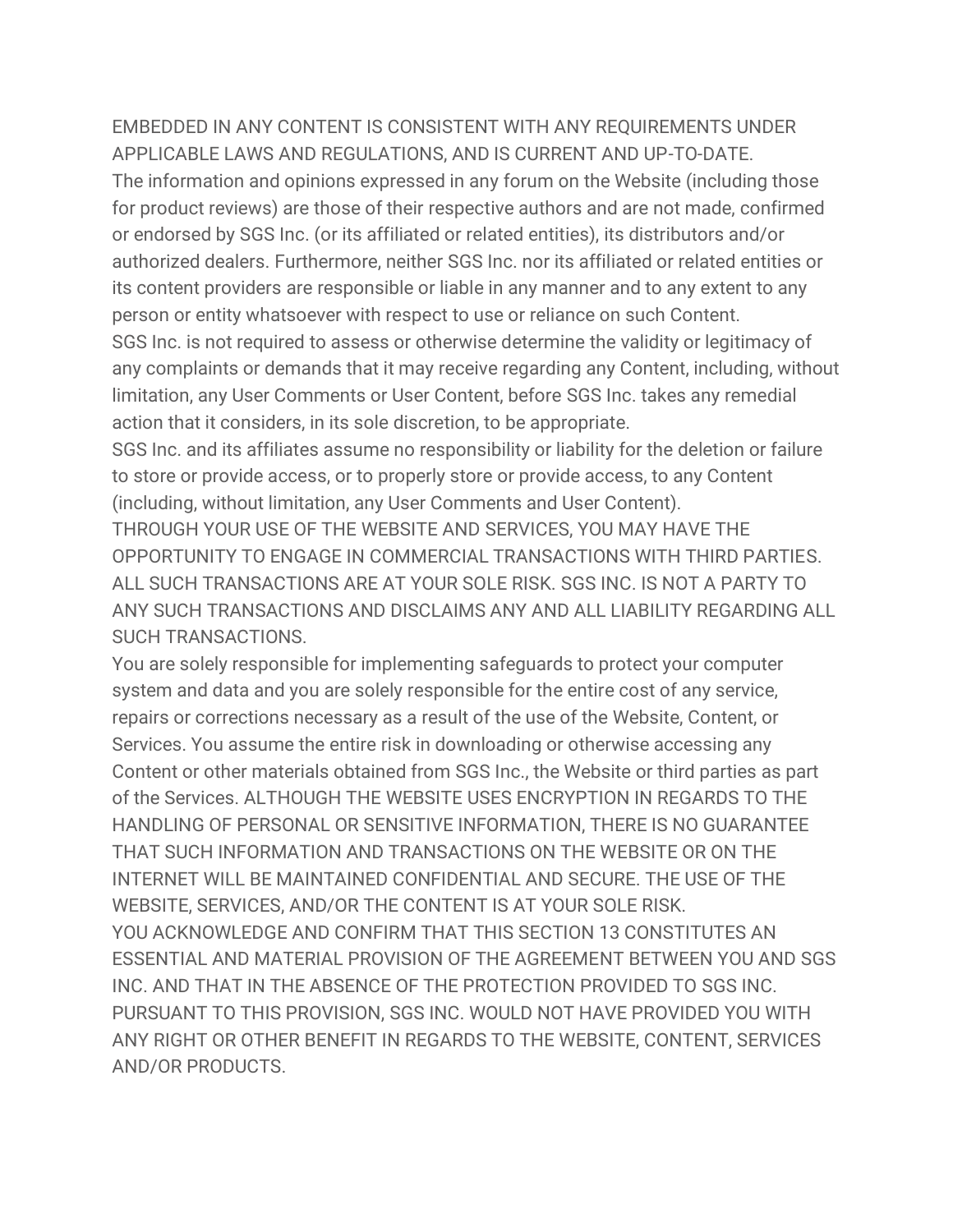EMBEDDED IN ANY CONTENT IS CONSISTENT WITH ANY REQUIREMENTS UNDER APPLICABLE LAWS AND REGULATIONS, AND IS CURRENT AND UP-TO-DATE.

The information and opinions expressed in any forum on the Website (including those for product reviews) are those of their respective authors and are not made, confirmed or endorsed by SGS Inc. (or its affiliated or related entities), its distributors and/or authorized dealers. Furthermore, neither SGS Inc. nor its affiliated or related entities or its content providers are responsible or liable in any manner and to any extent to any person or entity whatsoever with respect to use or reliance on such Content.

SGS Inc. is not required to assess or otherwise determine the validity or legitimacy of any complaints or demands that it may receive regarding any Content, including, without limitation, any User Comments or User Content, before SGS Inc. takes any remedial action that it considers, in its sole discretion, to be appropriate.

SGS Inc. and its affiliates assume no responsibility or liability for the deletion or failure to store or provide access, or to properly store or provide access, to any Content (including, without limitation, any User Comments and User Content).

THROUGH YOUR USE OF THE WEBSITE AND SERVICES, YOU MAY HAVE THE OPPORTUNITY TO ENGAGE IN COMMERCIAL TRANSACTIONS WITH THIRD PARTIES. ALL SUCH TRANSACTIONS ARE AT YOUR SOLE RISK. SGS INC. IS NOT A PARTY TO ANY SUCH TRANSACTIONS AND DISCLAIMS ANY AND ALL LIABILITY REGARDING ALL SUCH TRANSACTIONS.

You are solely responsible for implementing safeguards to protect your computer system and data and you are solely responsible for the entire cost of any service, repairs or corrections necessary as a result of the use of the Website, Content, or Services. You assume the entire risk in downloading or otherwise accessing any Content or other materials obtained from SGS Inc., the Website or third parties as part of the Services. ALTHOUGH THE WEBSITE USES ENCRYPTION IN REGARDS TO THE HANDLING OF PERSONAL OR SENSITIVE INFORMATION, THERE IS NO GUARANTEE THAT SUCH INFORMATION AND TRANSACTIONS ON THE WEBSITE OR ON THE INTERNET WILL BE MAINTAINED CONFIDENTIAL AND SECURE. THE USE OF THE WEBSITE, SERVICES, AND/OR THE CONTENT IS AT YOUR SOLE RISK.

YOU ACKNOWLEDGE AND CONFIRM THAT THIS SECTION 13 CONSTITUTES AN ESSENTIAL AND MATERIAL PROVISION OF THE AGREEMENT BETWEEN YOU AND SGS INC. AND THAT IN THE ABSENCE OF THE PROTECTION PROVIDED TO SGS INC. PURSUANT TO THIS PROVISION, SGS INC. WOULD NOT HAVE PROVIDED YOU WITH ANY RIGHT OR OTHER BENEFIT IN REGARDS TO THE WEBSITE, CONTENT, SERVICES AND/OR PRODUCTS.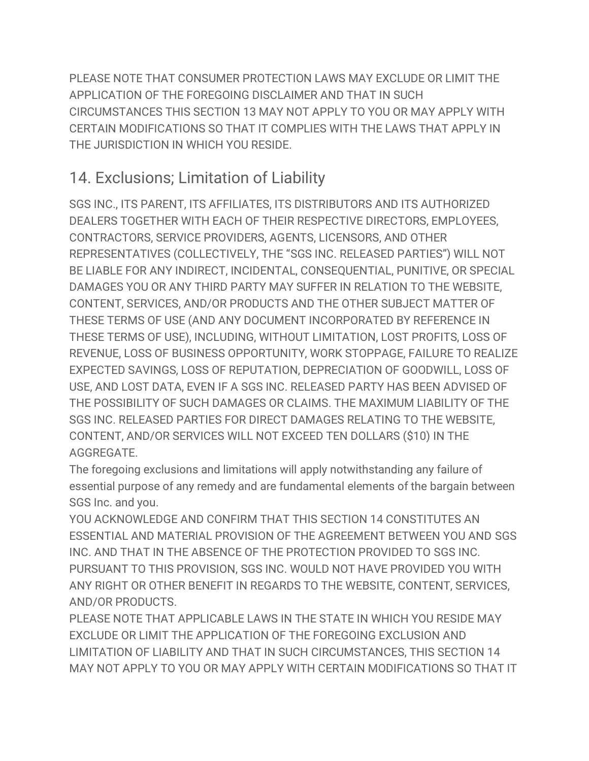PLEASE NOTE THAT CONSUMER PROTECTION LAWS MAY EXCLUDE OR LIMIT THE APPLICATION OF THE FOREGOING DISCLAIMER AND THAT IN SUCH CIRCUMSTANCES THIS SECTION 13 MAY NOT APPLY TO YOU OR MAY APPLY WITH CERTAIN MODIFICATIONS SO THAT IT COMPLIES WITH THE LAWS THAT APPLY IN THE JURISDICTION IN WHICH YOU RESIDE.

## 14. Exclusions; Limitation of Liability

SGS INC., ITS PARENT, ITS AFFILIATES, ITS DISTRIBUTORS AND ITS AUTHORIZED DEALERS TOGETHER WITH EACH OF THEIR RESPECTIVE DIRECTORS, EMPLOYEES, CONTRACTORS, SERVICE PROVIDERS, AGENTS, LICENSORS, AND OTHER REPRESENTATIVES (COLLECTIVELY, THE "SGS INC. RELEASED PARTIES") WILL NOT BE LIABLE FOR ANY INDIRECT, INCIDENTAL, CONSEQUENTIAL, PUNITIVE, OR SPECIAL DAMAGES YOU OR ANY THIRD PARTY MAY SUFFER IN RELATION TO THE WEBSITE, CONTENT, SERVICES, AND/OR PRODUCTS AND THE OTHER SUBJECT MATTER OF THESE TERMS OF USE (AND ANY DOCUMENT INCORPORATED BY REFERENCE IN THESE TERMS OF USE), INCLUDING, WITHOUT LIMITATION, LOST PROFITS, LOSS OF REVENUE, LOSS OF BUSINESS OPPORTUNITY, WORK STOPPAGE, FAILURE TO REALIZE EXPECTED SAVINGS, LOSS OF REPUTATION, DEPRECIATION OF GOODWILL, LOSS OF USE, AND LOST DATA, EVEN IF A SGS INC. RELEASED PARTY HAS BEEN ADVISED OF THE POSSIBILITY OF SUCH DAMAGES OR CLAIMS. THE MAXIMUM LIABILITY OF THE SGS INC. RELEASED PARTIES FOR DIRECT DAMAGES RELATING TO THE WEBSITE, CONTENT, AND/OR SERVICES WILL NOT EXCEED TEN DOLLARS ($10) IN THE AGGREGATE.

The foregoing exclusions and limitations will apply notwithstanding any failure of essential purpose of any remedy and are fundamental elements of the bargain between SGS Inc. and you.

YOU ACKNOWLEDGE AND CONFIRM THAT THIS SECTION 14 CONSTITUTES AN ESSENTIAL AND MATERIAL PROVISION OF THE AGREEMENT BETWEEN YOU AND SGS INC. AND THAT IN THE ABSENCE OF THE PROTECTION PROVIDED TO SGS INC. PURSUANT TO THIS PROVISION, SGS INC. WOULD NOT HAVE PROVIDED YOU WITH ANY RIGHT OR OTHER BENEFIT IN REGARDS TO THE WEBSITE, CONTENT, SERVICES, AND/OR PRODUCTS.

PLEASE NOTE THAT APPLICABLE LAWS IN THE STATE IN WHICH YOU RESIDE MAY EXCLUDE OR LIMIT THE APPLICATION OF THE FOREGOING EXCLUSION AND LIMITATION OF LIABILITY AND THAT IN SUCH CIRCUMSTANCES, THIS SECTION 14 MAY NOT APPLY TO YOU OR MAY APPLY WITH CERTAIN MODIFICATIONS SO THAT IT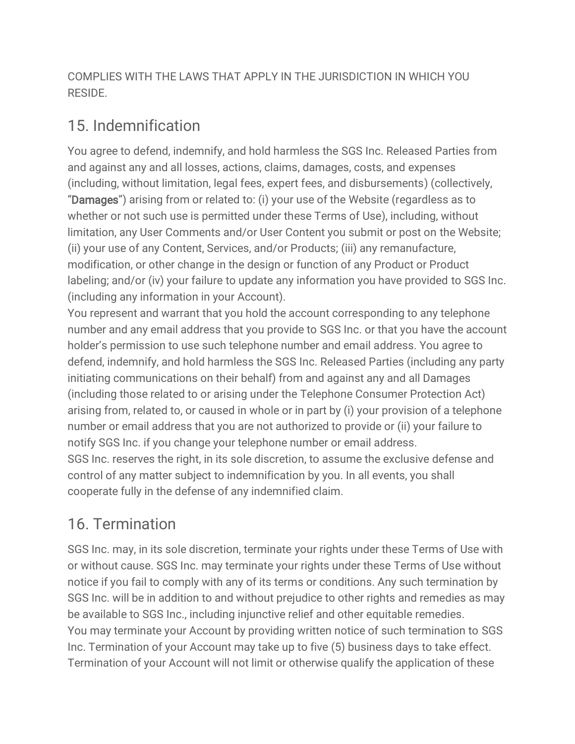COMPLIES WITH THE LAWS THAT APPLY IN THE JURISDICTION IN WHICH YOU RESIDE.

## 15. Indemnification

You agree to defend, indemnify, and hold harmless the SGS Inc. Released Parties from and against any and all losses, actions, claims, damages, costs, and expenses (including, without limitation, legal fees, expert fees, and disbursements) (collectively, "**Damages**") arising from or related to: (i) your use of the Website (regardless as to whether or not such use is permitted under these Terms of Use), including, without limitation, any User Comments and/or User Content you submit or post on the Website; (ii) your use of any Content, Services, and/or Products; (iii) any remanufacture, modification, or other change in the design or function of any Product or Product labeling; and/or (iv) your failure to update any information you have provided to SGS Inc. (including any information in your Account).

You represent and warrant that you hold the account corresponding to any telephone number and any email address that you provide to SGS Inc. or that you have the account holder's permission to use such telephone number and email address. You agree to defend, indemnify, and hold harmless the SGS Inc. Released Parties (including any party initiating communications on their behalf) from and against any and all Damages (including those related to or arising under the Telephone Consumer Protection Act) arising from, related to, or caused in whole or in part by (i) your provision of a telephone number or email address that you are not authorized to provide or (ii) your failure to notify SGS Inc. if you change your telephone number or email address.

SGS Inc. reserves the right, in its sole discretion, to assume the exclusive defense and control of any matter subject to indemnification by you. In all events, you shall cooperate fully in the defense of any indemnified claim.

## 16. Termination

SGS Inc. may, in its sole discretion, terminate your rights under these Terms of Use with or without cause. SGS Inc. may terminate your rights under these Terms of Use without notice if you fail to comply with any of its terms or conditions. Any such termination by SGS Inc. will be in addition to and without prejudice to other rights and remedies as may be available to SGS Inc., including injunctive relief and other equitable remedies.

You may terminate your Account by providing written notice of such termination to SGS Inc. Termination of your Account may take up to five (5) business days to take effect. Termination of your Account will not limit or otherwise qualify the application of these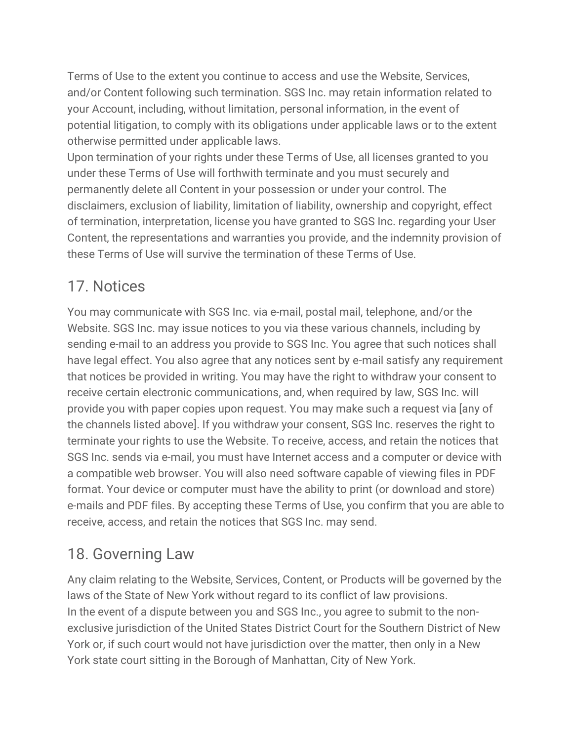Terms of Use to the extent you continue to access and use the Website, Services, and/or Content following such termination. SGS Inc. may retain information related to your Account, including, without limitation, personal information, in the event of potential litigation, to comply with its obligations under applicable laws or to the extent otherwise permitted under applicable laws.

Upon termination of your rights under these Terms of Use, all licenses granted to you under these Terms of Use will forthwith terminate and you must securely and permanently delete all Content in your possession or under your control. The disclaimers, exclusion of liability, limitation of liability, ownership and copyright, effect of termination, interpretation, license you have granted to SGS Inc. regarding your User Content, the representations and warranties you provide, and the indemnity provision of these Terms of Use will survive the termination of these Terms of Use.

## 17. Notices

You may communicate with SGS Inc. via e-mail, postal mail, telephone, and/or the Website. SGS Inc. may issue notices to you via these various channels, including by sending e-mail to an address you provide to SGS Inc. You agree that such notices shall have legal effect. You also agree that any notices sent by e-mail satisfy any requirement that notices be provided in writing. You may have the right to withdraw your consent to receive certain electronic communications, and, when required by law, SGS Inc. will provide you with paper copies upon request. You may make such a request via [any of the channels listed above]. If you withdraw your consent, SGS Inc. reserves the right to terminate your rights to use the Website. To receive, access, and retain the notices that SGS Inc. sends via e-mail, you must have Internet access and a computer or device with a compatible web browser. You will also need software capable of viewing files in PDF format. Your device or computer must have the ability to print (or download and store) e-mails and PDF files. By accepting these Terms of Use, you confirm that you are able to receive, access, and retain the notices that SGS Inc. may send.

## 18. Governing Law

Any claim relating to the Website, Services, Content, or Products will be governed by the laws of the State of New York without regard to its conflict of law provisions.

In the event of a dispute between you and SGS Inc., you agree to submit to the non-exclusive jurisdiction of the United States District Court for the Southern District of New York or, if such court would not have jurisdiction over the matter, then only in a New York state court sitting in the Borough of Manhattan, City of New York.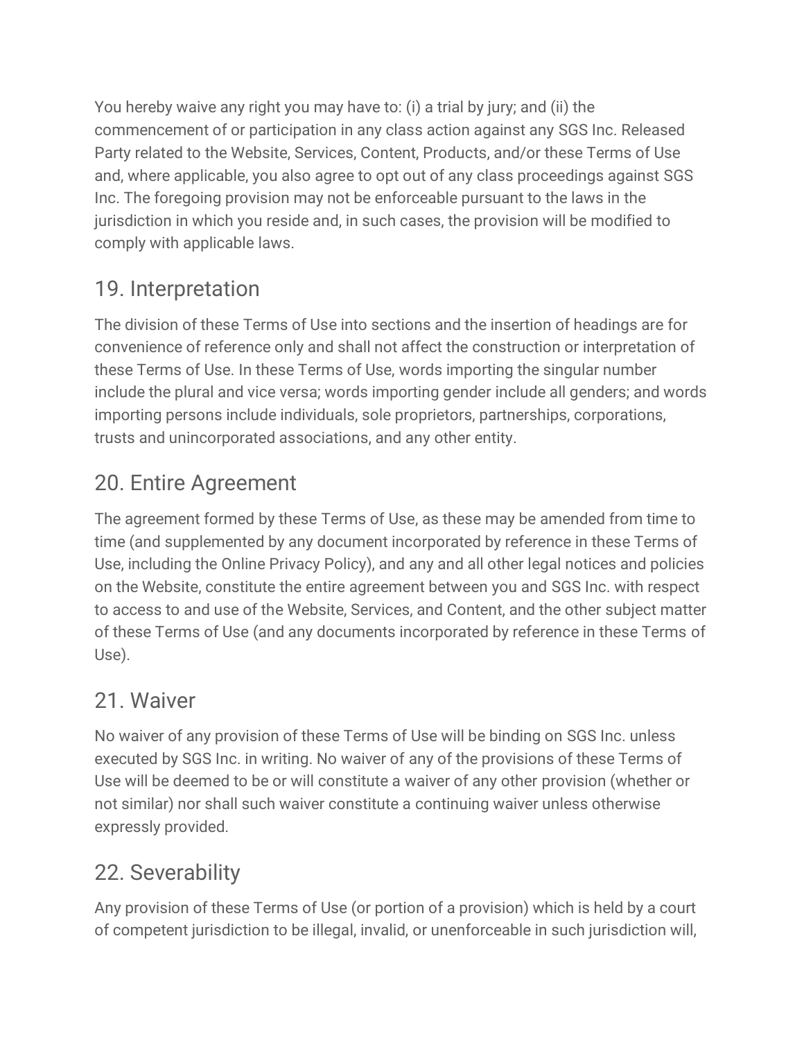You hereby waive any right you may have to: (i) a trial by jury; and (ii) the commencement of or participation in any class action against any SGS Inc. Released Party related to the Website, Services, Content, Products, and/or these Terms of Use and, where applicable, you also agree to opt out of any class proceedings against SGS Inc. The foregoing provision may not be enforceable pursuant to the laws in the jurisdiction in which you reside and, in such cases, the provision will be modified to comply with applicable laws.

## 19. Interpretation

The division of these Terms of Use into sections and the insertion of headings are for convenience of reference only and shall not affect the construction or interpretation of these Terms of Use. In these Terms of Use, words importing the singular number include the plural and vice versa; words importing gender include all genders; and words importing persons include individuals, sole proprietors, partnerships, corporations, trusts and unincorporated associations, and any other entity.

## 20. Entire Agreement

The agreement formed by these Terms of Use, as these may be amended from time to time (and supplemented by any document incorporated by reference in these Terms of Use, including the Online Privacy Policy), and any and all other legal notices and policies on the Website, constitute the entire agreement between you and SGS Inc. with respect to access to and use of the Website, Services, and Content, and the other subject matter of these Terms of Use (and any documents incorporated by reference in these Terms of Use).

## 21. Waiver

No waiver of any provision of these Terms of Use will be binding on SGS Inc. unless executed by SGS Inc. in writing. No waiver of any of the provisions of these Terms of Use will be deemed to be or will constitute a waiver of any other provision (whether or not similar) nor shall such waiver constitute a continuing waiver unless otherwise expressly provided.

## 22. Severability

Any provision of these Terms of Use (or portion of a provision) which is held by a court of competent jurisdiction to be illegal, invalid, or unenforceable in such jurisdiction will,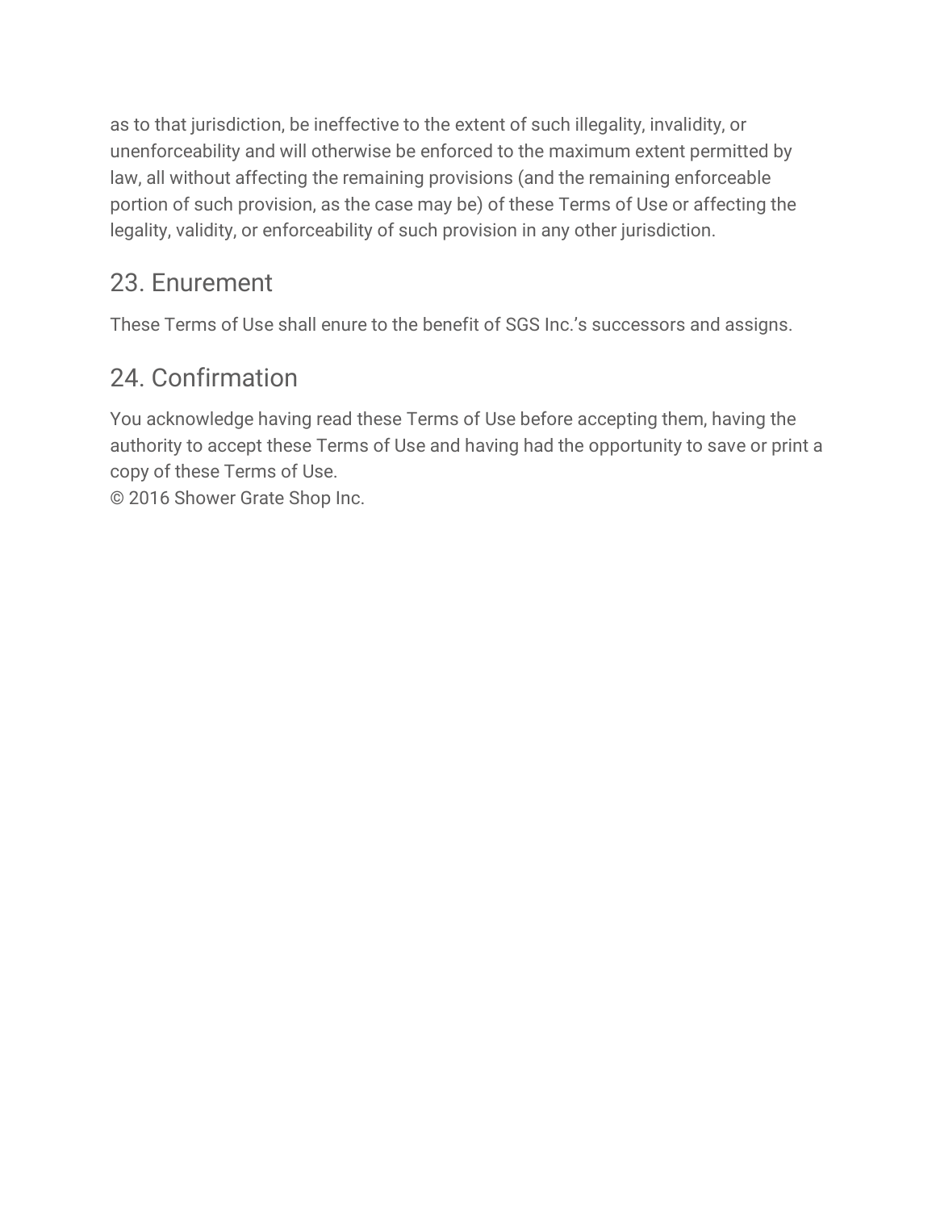as to that jurisdiction, be ineffective to the extent of such illegality, invalidity, or unenforceability and will otherwise be enforced to the maximum extent permitted by law, all without affecting the remaining provisions (and the remaining enforceable portion of such provision, as the case may be) of these Terms of Use or affecting the legality, validity, or enforceability of such provision in any other jurisdiction.

## 23. Enurement

These Terms of Use shall enure to the benefit of SGS Inc.'s successors and assigns.

## 24. Confirmation

You acknowledge having read these Terms of Use before accepting them, having the authority to accept these Terms of Use and having had the opportunity to save or print a copy of these Terms of Use.

© 2016 Shower Grate Shop Inc.